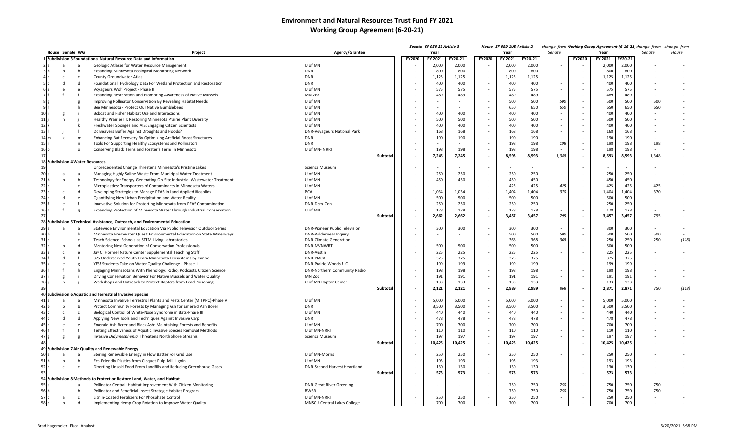# Environment and Natural Resources Trust Fund FY 2021

## Working Group Agreement (6-20-21)

| | House | Senate | WG | Project | Agency/Grantee | Senate- SF 959 3E Article 3 Year | | | House- SF 959 1UE Article 2 Year | | | change from Senate | Working Group Agreement (6-16-21) Year | | | change from Senate | change from House |
|---|---|---|---|---|---|---|---|---|---|---|---|---|---|---|---|---|---|
| | | | | | | FY2020 | FY 2021 | FY20-21 | FY2020 | FY 2021 | FY20-21 | Senate | FY2020 | FY 2021 | FY20-21 | Senate | House |
| 1 | | | | **Subdivision 3 Foundational Natural Resource Data and Information** | | | | | | | | | | | | | |
| 2 | a | a | a | Geologic Atlases for Water Resource Management | U of MN | - | 2,000 | 2,000 | - | 2,000 | 2,000 | - | - | 2,000 | 2,000 | - | - |
| 3 | b | b | b | Expanding Minnesota Ecological Monitoring Network | DNR | - | 800 | 800 | - | 800 | 800 | - | - | 800 | 800 | - | - |
| 4 | c | c | c | County Groundwater Atlas | DNR | - | 1,125 | 1,125 | - | 1,125 | 1,125 | - | - | 1,125 | 1,125 | - | - |
| 5 | d | d | d | Foundational Hydrology Data For Wetland Protection and Restoration | DNR | - | 400 | 400 | - | 400 | 400 | - | - | 400 | 400 | - | - |
| 6 | e | e | e | Voyageurs Wolf Project - Phase II | U of MN | - | 575 | 575 | - | 575 | 575 | - | - | 575 | 575 | - | - |
| 7 | f | f | f | Expanding Restoration and Promoting Awareness of Native Mussels | MN Zoo | - | 489 | 489 | - | 489 | 489 | - | - | 489 | 489 | - | - |
| 8 | g | | g | Improving Pollinator Conservation By Revealing Habitat Needs | U of MN | - | - | - | - | 500 | 500 | 500 | - | 500 | 500 | 500 | - |
| 9 | h | | h | Bee Minnesota - Protect Our Native Bumblebees | U of MN | - | - | - | - | 650 | 650 | 650 | - | 650 | 650 | 650 | - |
| 10 | i | g | i | Bobcat and Fisher Habitat Use and Interactions | U of MN | - | 400 | 400 | - | 400 | 400 | - | - | 400 | 400 | - | - |
| 11 | j | h | j | Healthy Prairies III: Restoring Minnesota Prairie Plant Diversity | U of MN | - | 500 | 500 | - | 500 | 500 | - | - | 500 | 500 | - | - |
| 12 | k | i | k | Freshwater Sponges and AIS: Engaging Citizen Scientists | U of MN | - | 400 | 400 | - | 400 | 400 | - | - | 400 | 400 | - | - |
| 13 | l | j | l | Do Beavers Buffer Against Droughts and Floods? | DNR-Voyageurs National Park | - | 168 | 168 | - | 168 | 168 | - | - | 168 | 168 | - | - |
| 14 | m | k | m | Enhancing Bat Recovery By Optimizing Artificial Roost Structures | DNR | - | 190 | 190 | - | 190 | 190 | - | - | 190 | 190 | - | - |
| 15 | n | | n | Tools For Supporting Healthy Ecosystems and Pollinators | DNR | - | - | - | - | 198 | 198 | 198 | - | 198 | 198 | 198 | - |
| 16 | o | l | o | Conserving Black Terns and Forster's Terns In Minnesota | U of MN- NRRI | - | 198 | 198 | - | 198 | 198 | - | - | 198 | 198 | - | - |
| 17 | | | | | Subtotal | - | 7,245 | 7,245 | - | 8,593 | 8,593 | 1,348 | - | 8,593 | 8,593 | 1,348 | - |
| 18 | | | | **Subdivision 4 Water Resources** | | | | | | | | | | | | | |
| 19 | | | | Unprecedented Change Threatens Minnesota's Pristine Lakes | Science Museum | - | - | - | - | - | - | | - | - | - | | |
| 20 | a | a | a | Managing Highly Saline Waste From Municipal Water Treatment | U of MN | - | 250 | 250 | - | 250 | 250 | - | - | 250 | 250 | - | - |
| 21 | b | b | b | Technology for Energy-Generating On-Site Industrial Wastewater Treatment | U of MN | - | 450 | 450 | - | 450 | 450 | - | - | 450 | 450 | - | - |
| 22 | c | | c | Microplastics: Transporters of Contaminants in Minnesota Waters | U of MN | - | - | - | - | 425 | 425 | 425 | - | 425 | 425 | 425 | - |
| 23 | d | c | d | Developing Strategies to Manage PFAS in Land Applied Biosolids | PCA | - | 1,034 | 1,034 | - | 1,404 | 1,404 | 370 | - | 1,404 | 1,404 | 370 | - |
| 24 | e | d | e | Quantifying New Urban Precipitation and Water Reality | U of MN | - | 500 | 500 | - | 500 | 500 | - | - | 500 | 500 | - | - |
| 25 | f | e | f | Innovative Solution for Protecting Minnesota from PFAS Contamination | DNR-Dem-Con | - | 250 | 250 | - | 250 | 250 | - | - | 250 | 250 | - | - |
| 26 | g | f | g | Expanding Protection of Minnesota Water Through Industrial Conservation | U of MN | - | 178 | 178 | - | 178 | 178 | - | - | 178 | 178 | - | - |
| 27 | | | | | Subtotal | - | 2,662 | 2,662 | - | 3,457 | 3,457 | 795 | - | 3,457 | 3,457 | 795 | - |
| 28 | | | | **Subdivision 5 Technical Assistance, Outreach, and Environmental Education** | | | | | | | | | | | | | |
| 29 | a | a | a | Statewide Environmental Education Via Public Television Outdoor Series | DNR-Pioneer Public Television | - | 300 | 300 | - | 300 | 300 | - | - | 300 | 300 | - | - |
| 30 | b | | b | Minnesota Freshwater Quest: Environmental Education on State Waterways | DNR-Wilderness Inquiry | - | - | - | - | 500 | 500 | 500 | - | 500 | 500 | 500 | - |
| 31 | c | | c | Teach Science: Schools as STEM Living Laboratories | DNR-Climate Generation | - | - | - | - | 368 | 368 | 368 | - | 250 | 250 | 250 | (118) |
| 32 | d | b | d | Mentoring Next Generation of Conservation Professionals | DNR-MVNWRT | - | 500 | 500 | - | 500 | 500 | - | - | 500 | 500 | - | - |
| 33 | e | c | e | Jay C. Hormel Nature Center Supplemental Teaching Staff | DNR-Austin | - | 225 | 225 | - | 225 | 225 | - | - | 225 | 225 | - | - |
| 34 | f | d | f | 375 Underserved Youth Learn Minnesota Ecosystems by Canoe | DNR-YMCA | - | 375 | 375 | - | 375 | 375 | - | - | 375 | 375 | - | - |
| 35 | g | e | g | YES! Students Take on Water Quality Challenge - Phase II | DNR-Prairie Woods ELC | - | 199 | 199 | - | 199 | 199 | - | - | 199 | 199 | - | - |
| 36 | h | f | h | Engaging Minnesotans With Phenology: Radio, Podcasts, Citizen Science | DNR-Northern Community Radio | - | 198 | 198 | - | 198 | 198 | - | - | 198 | 198 | - | - |
| 37 | i | g | i | Driving Conservation Behavior For Native Mussels and Water Quality | MN Zoo | - | 191 | 191 | - | 191 | 191 | - | - | 191 | 191 | - | - |
| 38 | j | h | j | Workshops and Outreach to Protect Raptors from Lead Poisoning | U of MN Raptor Center | - | 133 | 133 | - | 133 | 133 | - | - | 133 | 133 | - | - |
| 39 | | | | | Subtotal | - | 2,121 | 2,121 | - | 2,989 | 2,989 | 868 | - | 2,871 | 2,871 | 750 | (118) |
| 40 | | | | **Subdivision 6 Aquatic and Terrestrial Invasive Species** | | | | | | | | | | | | | |
| 41 | a | a | a | Minnesota Invasive Terrestrial Plants and Pests Center (MITPPC)-Phase V | U of MN | - | 5,000 | 5,000 | - | 5,000 | 5,000 | - | - | 5,000 | 5,000 | - | - |
| 42 | b | b | b | Protect Community Forests by Managing Ash for Emerald Ash Borer | DNR | - | 3,500 | 3,500 | - | 3,500 | 3,500 | - | - | 3,500 | 3,500 | - | - |
| 43 | c | c | c | Biological Control of White-Nose Syndrome in Bats-Phase III | U of MN | - | 440 | 440 | - | 440 | 440 | - | - | 440 | 440 | - | - |
| 44 | d | d | d | Applying New Tools and Techniques Against Invasive Carp | DNR | - | 478 | 478 | - | 478 | 478 | - | - | 478 | 478 | - | - |
| 45 | e | e | e | Emerald Ash Borer and Black Ash: Maintaining Forests and Benefits | DNR | - | 700 | 700 | - | 700 | 700 | - | - | 700 | 700 | - | - |
| 46 | f | f | f | Testing Effectiveness of Aquatic Invasive Species Removal Methods | U of MN-NRRI | - | 110 | 110 | - | 110 | 110 | - | - | 110 | 110 | - | - |
| 47 | g | g | g | Invasive *Didymosphenia* Threatens North Shore Streams | Science Museum | - | 197 | 197 | - | 197 | 197 | - | - | 197 | 197 | - | - |
| 48 | | | | | Subtotal | - | 10,425 | 10,425 | - | 10,425 | 10,425 | - | - | 10,425 | 10,425 | - | - |
| 49 | | | | **Subdivision 7 Air Quality and Renewable Energy** | | | | | | | | | | | | | |
| 50 | a | a | a | Storing Renewable Energy in Flow Batter For Grid Use | U of MN-Morris | - | 250 | 250 | - | 250 | 250 | - | - | 250 | 250 | - | - |
| 51 | b | b | b | Eco-Friendly Plastics from Cloquet Pulp-Mill Lignin | U of MN | - | 193 | 193 | - | 193 | 193 | - | - | 193 | 193 | - | - |
| 52 | c | c | c | Diverting Unsold Food From Landfills and Reducing Greenhouse Gases | DNR-Second Harvest Heartland | - | 130 | 130 | - | 130 | 130 | - | - | 130 | 130 | - | - |
| 53 | | | | | Subtotal | - | 573 | 573 | - | 573 | 573 | - | - | 573 | 573 | - | - |
| 54 | | | | **Subdivision 8 Methods to Protect or Restore Land, Water, and Habitat** | | | | | | | | | | | | | |
| 55 | a | | a | Pollinator Central: Habitat Improvement With Citizen Monitoring | DNR-Great River Greening | - | - | - | - | 750 | 750 | 750 | - | 750 | 750 | 750 | - |
| 56 | b | | b | Pollinator and Beneficial Insect Strategic Habitat Program | BWSR | - | - | - | - | 750 | 750 | 750 | - | 750 | 750 | 750 | - |
| 57 | c | a | c | Lignin-Coated Fertilizers For Phosphate Control | U of MN-NRRI | - | 250 | 250 | - | 250 | 250 | - | - | 250 | 250 | - | - |
| 58 | d | b | d | Implementing Hemp Crop Rotation to Improve Water Quality | MNSCU-Central Lakes College | - | 700 | 700 | - | 700 | 700 | - | - | 700 | 700 | - | - |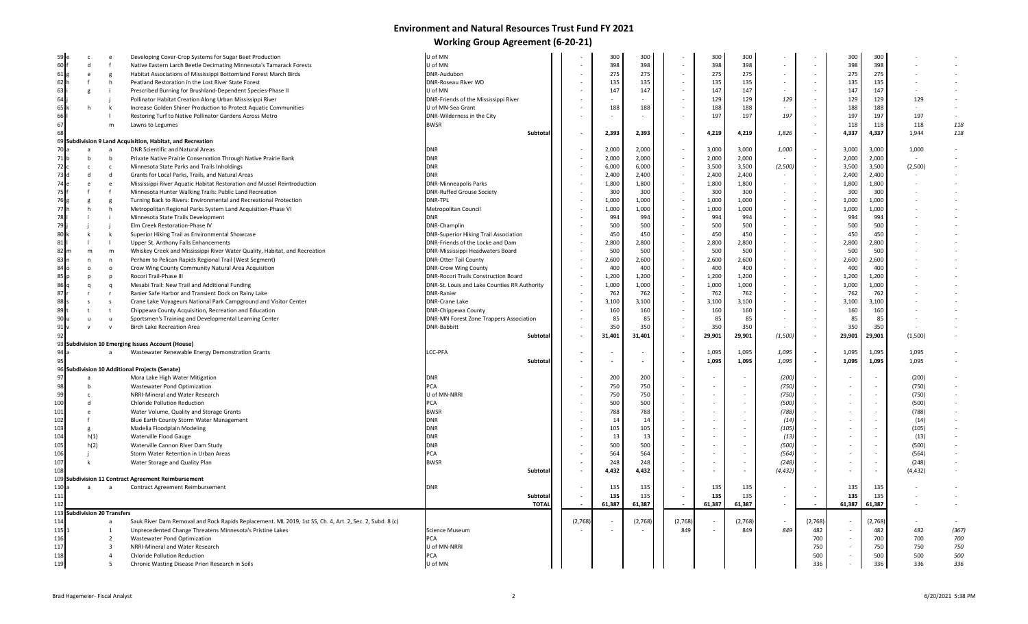# Environment and Natural Resources Trust Fund FY 2021

## Working Group Agreement (6-20-21)

| | | | | | | | | | | | | | | | | | |
|---|---|---|---|---|---|---|---|---|---|---|---|---|---|---|---|---|---|
| 59 | e | c | e | Developing Cover-Crop Systems for Sugar Beet Production | U of MN | - | 300 | 300 | - | 300 | 300 | - | - | 300 | 300 | - | - |
| 60 | f | d | f | Native Eastern Larch Beetle Decimating Minnesota's Tamarack Forests | U of MN | - | 398 | 398 | - | 398 | 398 | - | - | 398 | 398 | - | - |
| 61 | g | e | g | Habitat Associations of Mississippi Bottomland Forest March Birds | DNR-Audubon | - | 275 | 275 | - | 275 | 275 | - | - | 275 | 275 | - | - |
| 62 | h | f | h | Peatland Restoration in the Lost River State Forest | DNR-Roseau River WD | - | 135 | 135 | - | 135 | 135 | - | - | 135 | 135 | - | - |
| 63 | i | g | i | Prescribed Burning for Brushland-Dependent Species-Phase II | U of MN | - | 147 | 147 | - | 147 | 147 | - | - | 147 | 147 | - | - |
| 64 | j | | j | Pollinator Habitat Creation Along Urban Mississippi River | DNR-Friends of the Mississippi River | - | - | - | - | 129 | 129 | 129 | - | 129 | 129 | 129 | - |
| 65 | k | h | k | Increase Golden Shiner Production to Protect Aquatic Communities | U of MN-Sea Grant | - | 188 | 188 | - | 188 | 188 | - | - | 188 | 188 | - | - |
| 66 | l | | l | Restoring Turf to Native Pollinator Gardens Across Metro | DNR-Wilderness in the City | - | - | - | - | 197 | 197 | 197 | - | 197 | 197 | 197 | - |
| 67 | | | m | Lawns to Legumes | BWSR | | | | | | | | - | 118 | 118 | 118 | 118 |
| 68 | | | | | Subtotal | - | 2,393 | 2,393 | - | 4,219 | 4,219 | 1,826 | - | 4,337 | 4,337 | 1,944 | 118 |
| 69 | | | | **Subdivision 9 Land Acquisition, Habitat, and Recreation** | | | | | | | | | | | | | |
| 70 | a | a | a | DNR Scientific and Natural Areas | DNR | - | 2,000 | 2,000 | - | 3,000 | 3,000 | 1,000 | - | 3,000 | 3,000 | 1,000 | - |
| 71 | b | b | b | Private Native Prairie Conservation Through Native Prairie Bank | DNR | - | 2,000 | 2,000 | - | 2,000 | 2,000 | - | - | 2,000 | 2,000 | - | - |
| 72 | c | c | c | Minnesota State Parks and Trails Inholdings | DNR | - | 6,000 | 6,000 | - | 3,500 | 3,500 | (2,500) | - | 3,500 | 3,500 | (2,500) | - |
| 73 | d | d | d | Grants for Local Parks, Trails, and Natural Areas | DNR | - | 2,400 | 2,400 | - | 2,400 | 2,400 | - | - | 2,400 | 2,400 | - | - |
| 74 | e | e | e | Mississippi River Aquatic Habitat Restoration and Mussel Reintroduction | DNR-Minneapolis Parks | - | 1,800 | 1,800 | - | 1,800 | 1,800 | - | - | 1,800 | 1,800 | - | - |
| 75 | f | f | f | Minnesota Hunter Walking Trails: Public Land Recreation | DNR-Ruffed Grouse Society | - | 300 | 300 | - | 300 | 300 | - | - | 300 | 300 | - | - |
| 76 | g | g | g | Turning Back to Rivers: Environmental and Recreational Protection | DNR-TPL | - | 1,000 | 1,000 | - | 1,000 | 1,000 | - | - | 1,000 | 1,000 | - | - |
| 77 | h | h | h | Metropolitan Regional Parks System Land Acquisition-Phase VI | Metropolitan Council | - | 1,000 | 1,000 | - | 1,000 | 1,000 | - | - | 1,000 | 1,000 | - | - |
| 78 | i | i | i | Minnesota State Trails Development | DNR | - | 994 | 994 | - | 994 | 994 | - | - | 994 | 994 | - | - |
| 79 | j | j | j | Elm Creek Restoration-Phase IV | DNR-Champlin | - | 500 | 500 | - | 500 | 500 | - | - | 500 | 500 | - | - |
| 80 | k | k | k | Superior Hiking Trail as Environmental Showcase | DNR-Superior Hiking Trail Association | - | 450 | 450 | - | 450 | 450 | - | - | 450 | 450 | - | - |
| 81 | l | l | l | Upper St. Anthony Falls Enhancements | DNR-Friends of the Locke and Dam | - | 2,800 | 2,800 | - | 2,800 | 2,800 | - | - | 2,800 | 2,800 | - | - |
| 82 | m | m | m | Whiskey Creek and Mississippi River Water Quality, Habitat, and Recreation | DNR-Mississippi Headwaters Board | - | 500 | 500 | - | 500 | 500 | - | - | 500 | 500 | - | - |
| 83 | n | n | n | Perham to Pelican Rapids Regional Trail (West Segment) | DNR-Otter Tail County | - | 2,600 | 2,600 | - | 2,600 | 2,600 | - | - | 2,600 | 2,600 | - | - |
| 84 | o | o | o | Crow Wing County Community Natural Area Acquisition | DNR-Crow Wing County | - | 400 | 400 | - | 400 | 400 | - | - | 400 | 400 | - | - |
| 85 | p | p | p | Rocori Trail-Phase III | DNR-Rocori Trails Construction Board | - | 1,200 | 1,200 | - | 1,200 | 1,200 | - | - | 1,200 | 1,200 | - | - |
| 86 | q | q | q | Mesabi Trail: New Trail and Additional Funding | DNR-St. Louis and Lake Counties RR Authority | - | 1,000 | 1,000 | - | 1,000 | 1,000 | - | - | 1,000 | 1,000 | - | - |
| 87 | r | r | r | Ranier Safe Harbor and Transient Dock on Rainy Lake | DNR-Ranier | - | 762 | 762 | - | 762 | 762 | - | - | 762 | 762 | - | - |
| 88 | s | s | s | Crane Lake Voyageurs National Park Campground and Visitor Center | DNR-Crane Lake | - | 3,100 | 3,100 | - | 3,100 | 3,100 | - | - | 3,100 | 3,100 | - | - |
| 89 | t | t | t | Chippewa County Acquisition, Recreation and Education | DNR-Chippewa County | - | 160 | 160 | - | 160 | 160 | - | - | 160 | 160 | - | - |
| 90 | u | u | u | Sportsmen's Training and Developmental Learning Center | DNR-MN Forest Zone Trappers Association | - | 85 | 85 | - | 85 | 85 | - | - | 85 | 85 | - | - |
| 91 | v | v | v | Birch Lake Recreation Area | DNR-Babbitt | - | 350 | 350 | - | 350 | 350 | - | - | 350 | 350 | - | - |
| 92 | | | | | Subtotal | - | 31,401 | 31,401 | - | 29,901 | 29,901 | (1,500) | - | 29,901 | 29,901 | (1,500) | - |
| 93 | | | | **Subdivision 10 Emerging Issues Account (House)** | | | | | | | | | | | | | |
| 94 | a | | a | Wastewater Renewable Energy Demonstration Grants | LCC-PFA | - | - | - | - | 1,095 | 1,095 | 1,095 | - | 1,095 | 1,095 | 1,095 | - |
| 95 | | | | | Subtotal | - | - | - | - | 1,095 | 1,095 | 1,095 | - | 1,095 | 1,095 | 1,095 | - |
| 96 | | | | **Subdivision 10 Additional Projects (Senate)** | | | | | | | | | | | | | |
| 97 | | a | | Mora Lake High Water Mitigation | DNR | - | 200 | 200 | - | - | - | (200) | - | - | - | (200) | - |
| 98 | | b | | Wastewater Pond Optimization | PCA | - | 750 | 750 | - | - | - | (750) | - | - | - | (750) | - |
| 99 | | c | | NRRI-Mineral and Water Research | U of MN-NRRI | - | 750 | 750 | - | - | - | (750) | - | - | - | (750) | - |
| 100 | | d | | Chloride Pollution Reduction | PCA | - | 500 | 500 | - | - | - | (500) | - | - | - | (500) | - |
| 101 | | e | | Water Volume, Quality and Storage Grants | BWSR | - | 788 | 788 | - | - | - | (788) | - | - | - | (788) | - |
| 102 | | f | | Blue Earth County Storm Water Management | DNR | - | 14 | 14 | - | - | - | (14) | - | - | - | (14) | - |
| 103 | | g | | Madelia Floodplain Modeling | DNR | - | 105 | 105 | - | - | - | (105) | - | - | - | (105) | - |
| 104 | | h(1) | | Waterville Flood Gauge | DNR | - | 13 | 13 | - | - | - | (13) | - | - | - | (13) | - |
| 105 | | h(2) | | Waterville Cannon River Dam Study | DNR | - | 500 | 500 | - | - | - | (500) | - | - | - | (500) | - |
| 106 | | j | | Storm Water Retention in Urban Areas | PCA | - | 564 | 564 | - | - | - | (564) | - | - | - | (564) | - |
| 107 | | k | | Water Storage and Quality Plan | BWSR | - | 248 | 248 | - | - | - | (248) | - | - | - | (248) | - |
| 108 | | | | | Subtotal | - | 4,432 | 4,432 | - | - | - | (4,432) | - | - | - | (4,432) | - |
| 109 | | | | **Subdivision 11 Contract Agreement Reimbursement** | | | | | | | | | | | | | |
| 110 | a | a | a | Contract Agreement Reimbursement | DNR | - | 135 | 135 | - | 135 | 135 | - | - | 135 | 135 | - | - |
| 111 | | | | | Subtotal | - | 135 | 135 | - | 135 | 135 | - | - | 135 | 135 | - | - |
| 112 | | | | | TOTAL | - | 61,387 | 61,387 | - | 61,387 | 61,387 | - | - | 61,387 | 61,387 | - | - |
| 113 | | | | **Subdivision 20 Transfers** | | | | | | | | | | | | | |
| 114 | | | a | Sauk River Dam Removal and Rock Rapids Replacement. ML 2019, 1st SS, Ch. 4, Art. 2, Sec. 2, Subd. 8 (c) | | (2,768) | - | (2,768) | (2,768) | - | (2,768) | - | (2,768) | - | (2,768) | - | - |
| 115 | 1 | | 1 | Unprecedented Change Threatens Minnesota's Pristine Lakes | Science Museum | - | - | - | 849 | - | 849 | 849 | 482 | - | 482 | 482 | (367) |
| 116 | | | 2 | Wastewater Pond Optimization | PCA | | | | | | | | 700 | - | 700 | 700 | 700 |
| 117 | | | 3 | NRRI-Mineral and Water Research | U of MN-NRRI | | | | | | | | 750 | - | 750 | 750 | 750 |
| 118 | | | 4 | Chloride Pollution Reduction | PCA | | | | | | | | 500 | - | 500 | 500 | 500 |
| 119 | | | 5 | Chronic Wasting Disease Prion Research in Soils | U of MN | | | | | | | | 336 | - | 336 | 336 | 336 |

Brad Hagemeier- Fiscal Analyst 6/20/2021 5:38 PM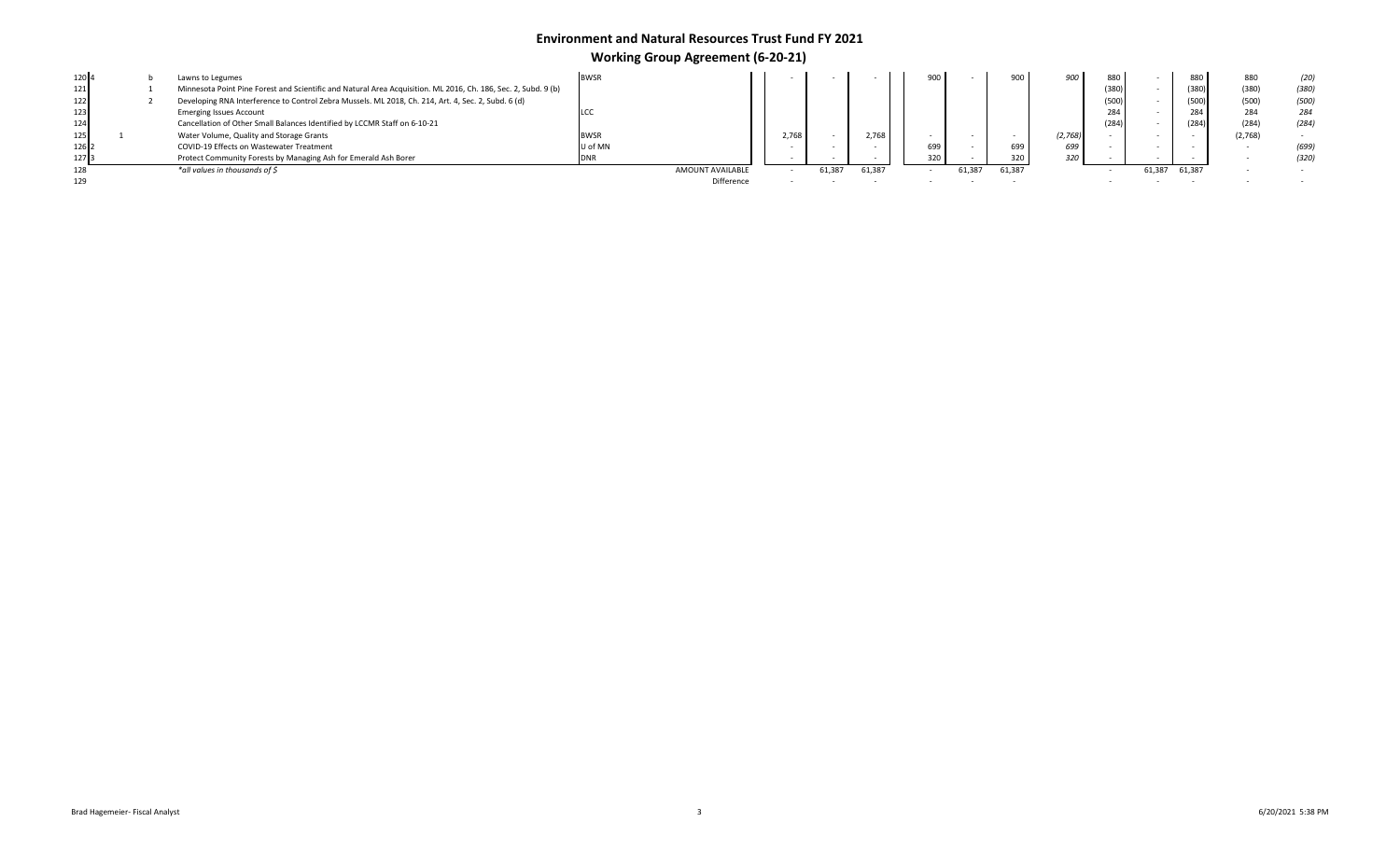# Environment and Natural Resources Trust Fund FY 2021

## Working Group Agreement (6-20-21)

| | | | | | | | | | | | | | | | | | |
|---|---|---|---|---|---|---|---|---|---|---|---|---|---|---|---|---|---|
| 120 | 4 | b | Lawns to Legumes | BWSR | - | - | - | 900 | - | 900 | *900* | 880 | - | 880 | 880 | *(20)* |
| 121 | | 1 | Minnesota Point Pine Forest and Scientific and Natural Area Acquisition. ML 2016, Ch. 186, Sec. 2, Subd. 9 (b) | | | | | | | | | (380) | - | (380) | (380) | *(380)* |
| 122 | | 2 | Developing RNA Interference to Control Zebra Mussels. ML 2018, Ch. 214, Art. 4, Sec. 2, Subd. 6 (d) | | | | | | | | | (500) | - | (500) | (500) | *(500)* |
| 123 | | | Emerging Issues Account | LCC | | | | | | | | 284 | - | 284 | 284 | *284* |
| 124 | | | Cancellation of Other Small Balances Identified by LCCMR Staff on 6-10-21 | | | | | | | | | (284) | - | (284) | (284) | *(284)* |
| 125 | | 1 | Water Volume, Quality and Storage Grants | BWSR | 2,768 | - | 2,768 | - | - | - | *(2,768)* | - | - | - | (2,768) | - |
| 126 | 2 | | COVID-19 Effects on Wastewater Treatment | U of MN | - | - | - | 699 | - | 699 | *699* | - | - | - | - | *(699)* |
| 127 | 3 | | Protect Community Forests by Managing Ash for Emerald Ash Borer | DNR | - | - | - | 320 | - | 320 | *320* | - | - | - | - | *(320)* |
| 128 | | | *\*all values in thousands of $* | AMOUNT AVAILABLE | - | 61,387 | 61,387 | - | 61,387 | 61,387 | | - | 61,387 | 61,387 | - | - |
| 129 | | | | Difference | - | - | - | - | - | - | | - | - | - | - | - |

Brad Hagemeier- Fiscal Analyst

6/20/2021 5:38 PM